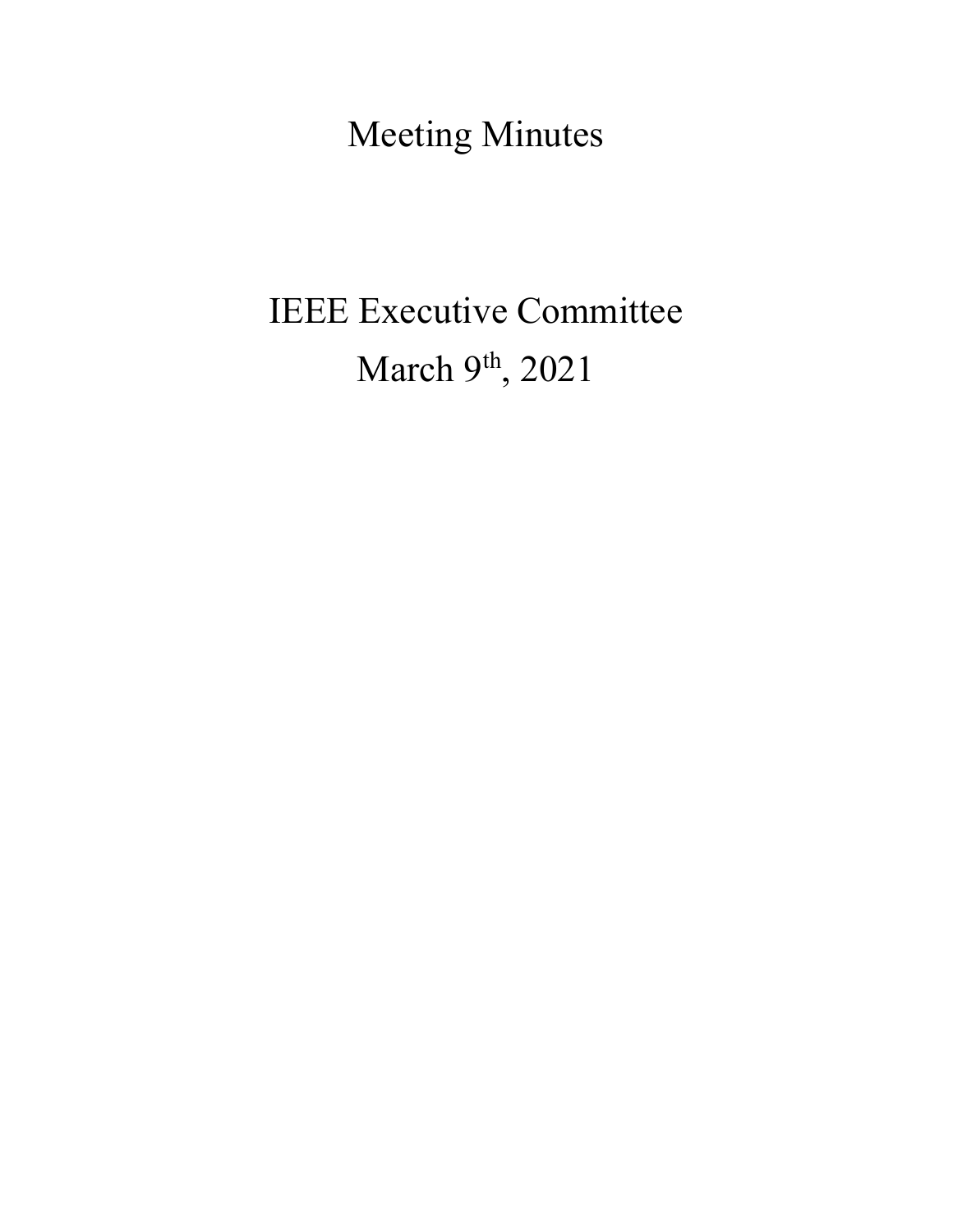# Meeting Minutes

## IEEE Executive Committee

## March 9th, 2021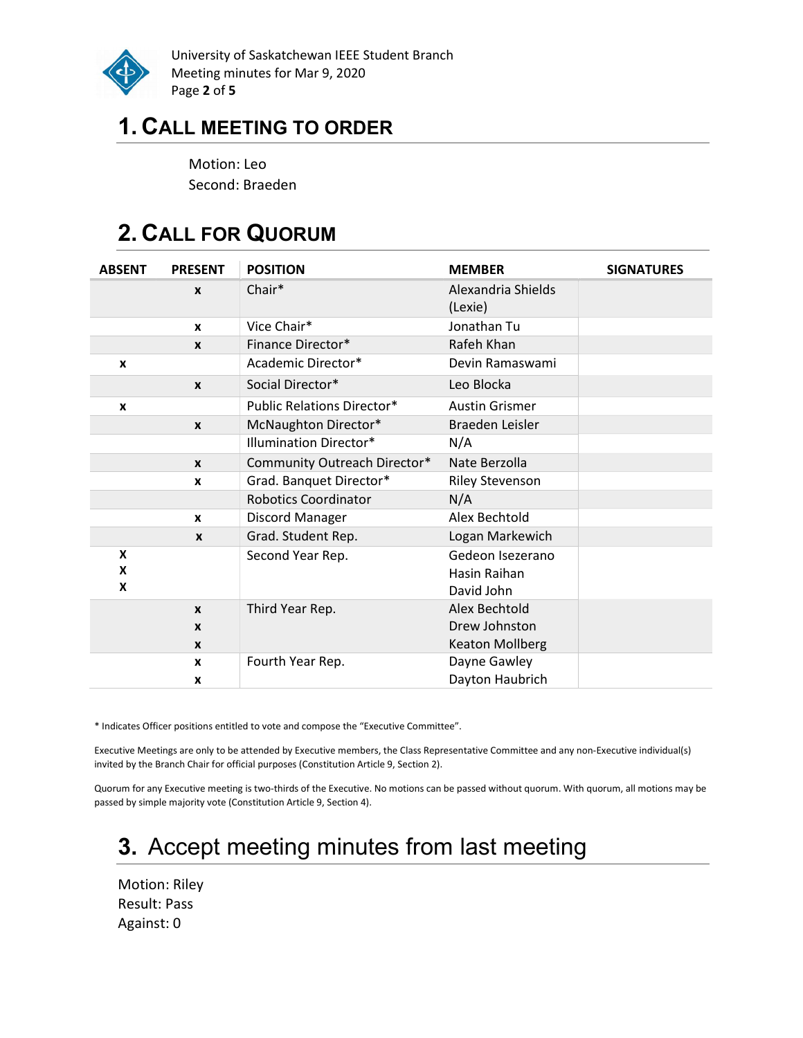# 1. Call Meeting to Order

Motion: Leo
Second: Braeden

# 2. Call for Quorum

| ABSENT | PRESENT | POSITION | MEMBER | SIGNATURES |
|---|---|---|---|---|
| | x | Chair* | Alexandria Shields (Lexie) | |
| | x | Vice Chair* | Jonathan Tu | |
| | x | Finance Director* | Rafeh Khan | |
| x | | Academic Director* | Devin Ramaswami | |
| | x | Social Director* | Leo Blocka | |
| x | | Public Relations Director* | Austin Grismer | |
| | x | McNaughton Director* | Braeden Leisler | |
| | | Illumination Director* | N/A | |
| | x | Community Outreach Director* | Nate Berzolla | |
| | x | Grad. Banquet Director* | Riley Stevenson | |
| | | Robotics Coordinator | N/A | |
| | x | Discord Manager | Alex Bechtold | |
| | x | Grad. Student Rep. | Logan Markewich | |
| X<br>X<br>X | | Second Year Rep. | Gedeon Isezerano<br>Hasin Raihan<br>David John | |
| | x<br>x<br>x | Third Year Rep. | Alex Bechtold<br>Drew Johnston<br>Keaton Mollberg | |
| | x<br>x | Fourth Year Rep. | Dayne Gawley<br>Dayton Haubrich | |

* Indicates Officer positions entitled to vote and compose the "Executive Committee".

Executive Meetings are only to be attended by Executive members, the Class Representative Committee and any non-Executive individual(s) invited by the Branch Chair for official purposes (Constitution Article 9, Section 2).

Quorum for any Executive meeting is two-thirds of the Executive. No motions can be passed without quorum. With quorum, all motions may be passed by simple majority vote (Constitution Article 9, Section 4).

# 3. Accept meeting minutes from last meeting

Motion: Riley
Result: Pass
Against: 0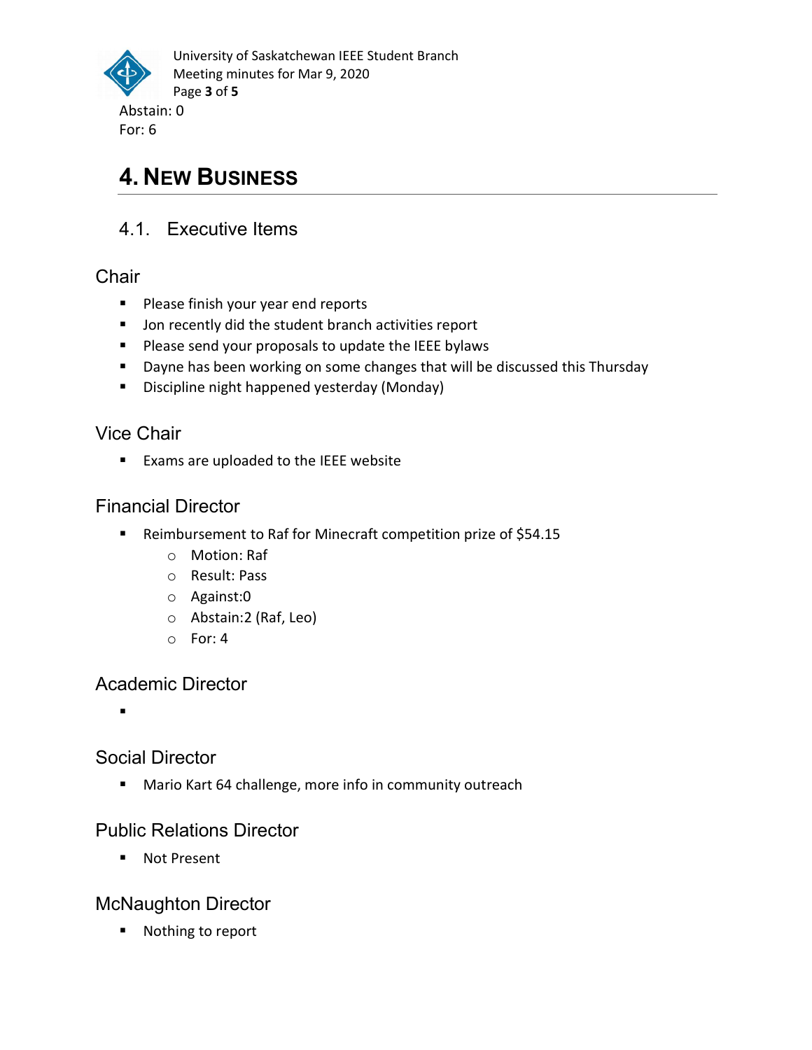Abstain: 0
For: 6

# 4. New Business

## 4.1. Executive Items

### Chair

- Please finish your year end reports
- Jon recently did the student branch activities report
- Please send your proposals to update the IEEE bylaws
- Dayne has been working on some changes that will be discussed this Thursday
- Discipline night happened yesterday (Monday)

### Vice Chair

- Exams are uploaded to the IEEE website

### Financial Director

- Reimbursement to Raf for Minecraft competition prize of $54.15
  - Motion: Raf
  - Result: Pass
  - Against:0
  - Abstain:2 (Raf, Leo)
  - For: 4

### Academic Director

- 

### Social Director

- Mario Kart 64 challenge, more info in community outreach

### Public Relations Director

- Not Present

### McNaughton Director

- Nothing to report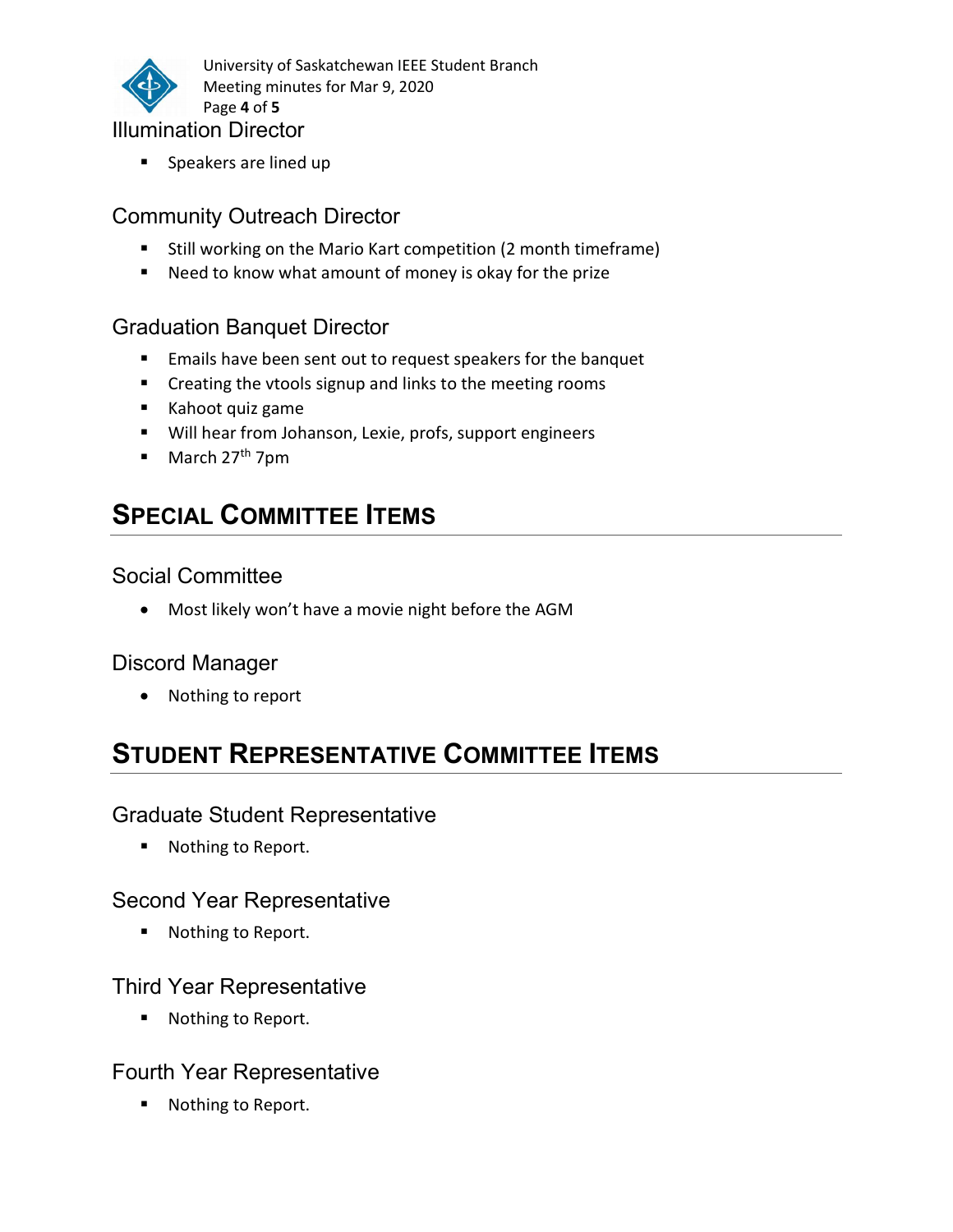### Illumination Director

- Speakers are lined up

### Community Outreach Director

- Still working on the Mario Kart competition (2 month timeframe)
- Need to know what amount of money is okay for the prize

### Graduation Banquet Director

- Emails have been sent out to request speakers for the banquet
- Creating the vtools signup and links to the meeting rooms
- Kahoot quiz game
- Will hear from Johanson, Lexie, profs, support engineers
- March 27th 7pm

## Special Committee Items

### Social Committee

- Most likely won't have a movie night before the AGM

### Discord Manager

- Nothing to report

## Student Representative Committee Items

### Graduate Student Representative

- Nothing to Report.

### Second Year Representative

- Nothing to Report.

### Third Year Representative

- Nothing to Report.

### Fourth Year Representative

- Nothing to Report.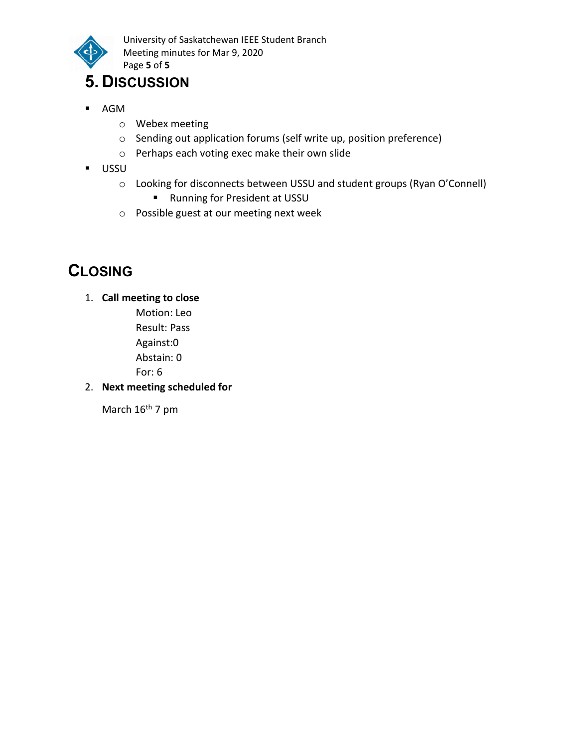# 5. Discussion

- AGM
  - Webex meeting
  - Sending out application forums (self write up, position preference)
  - Perhaps each voting exec make their own slide
- USSU
  - Looking for disconnects between USSU and student groups (Ryan O'Connell)
    - Running for President at USSU
  - Possible guest at our meeting next week

# Closing

1. **Call meeting to close**

   Motion: Leo
   Result: Pass
   Against:0
   Abstain: 0
   For: 6

2. **Next meeting scheduled for**

   March 16th 7 pm